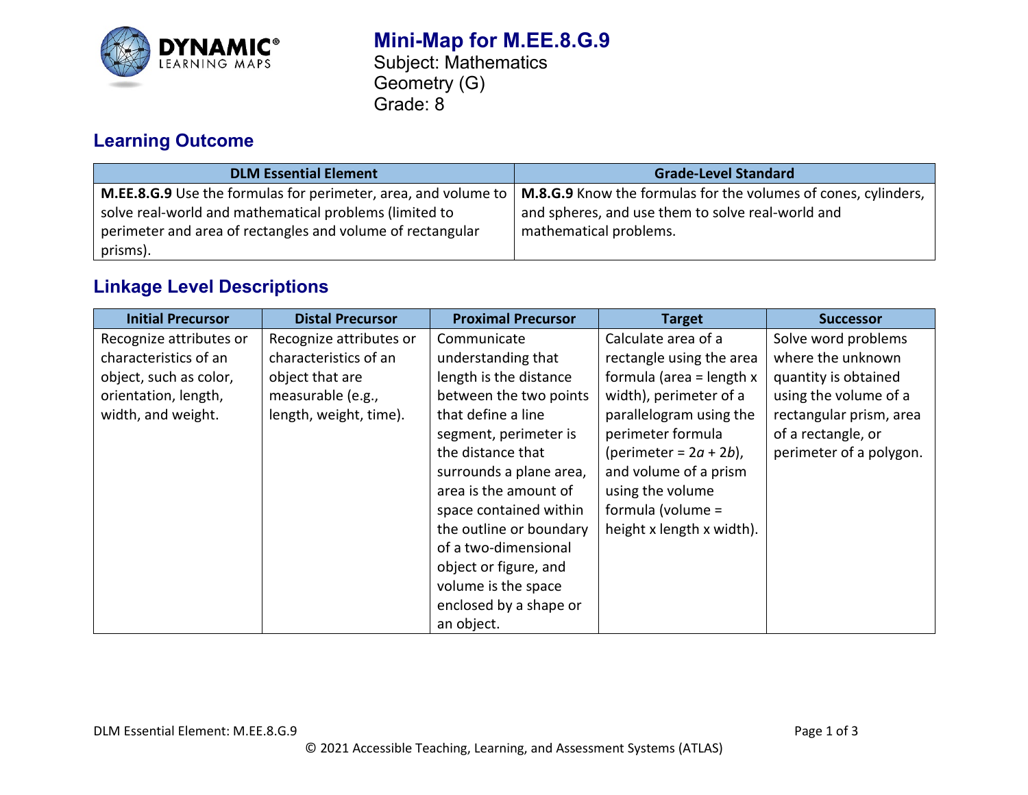# Mini-Map for M.EE.8.G.9

Subject: Mathematics
Geometry (G)
Grade: 8

## Learning Outcome

| DLM Essential Element | Grade-Level Standard |
|---|---|
| **M.EE.8.G.9** Use the formulas for perimeter, area, and volume to solve real-world and mathematical problems (limited to perimeter and area of rectangles and volume of rectangular prisms). | **M.8.G.9** Know the formulas for the volumes of cones, cylinders, and spheres, and use them to solve real-world and mathematical problems. |

## Linkage Level Descriptions

| Initial Precursor | Distal Precursor | Proximal Precursor | Target | Successor |
|---|---|---|---|---|
| Recognize attributes or characteristics of an object, such as color, orientation, length, width, and weight. | Recognize attributes or characteristics of an object that are measurable (e.g., length, weight, time). | Communicate understanding that length is the distance between the two points that define a line segment, perimeter is the distance that surrounds a plane area, area is the amount of space contained within the outline or boundary of a two-dimensional object or figure, and volume is the space enclosed by a shape or an object. | Calculate area of a rectangle using the area formula (area = length x width), perimeter of a parallelogram using the perimeter formula (perimeter = $2a + 2b$), and volume of a prism using the volume formula (volume = height x length x width). | Solve word problems where the unknown quantity is obtained using the volume of a rectangular prism, area of a rectangle, or perimeter of a polygon. |

DLM Essential Element: M.EE.8.G.9

© 2021 Accessible Teaching, Learning, and Assessment Systems (ATLAS)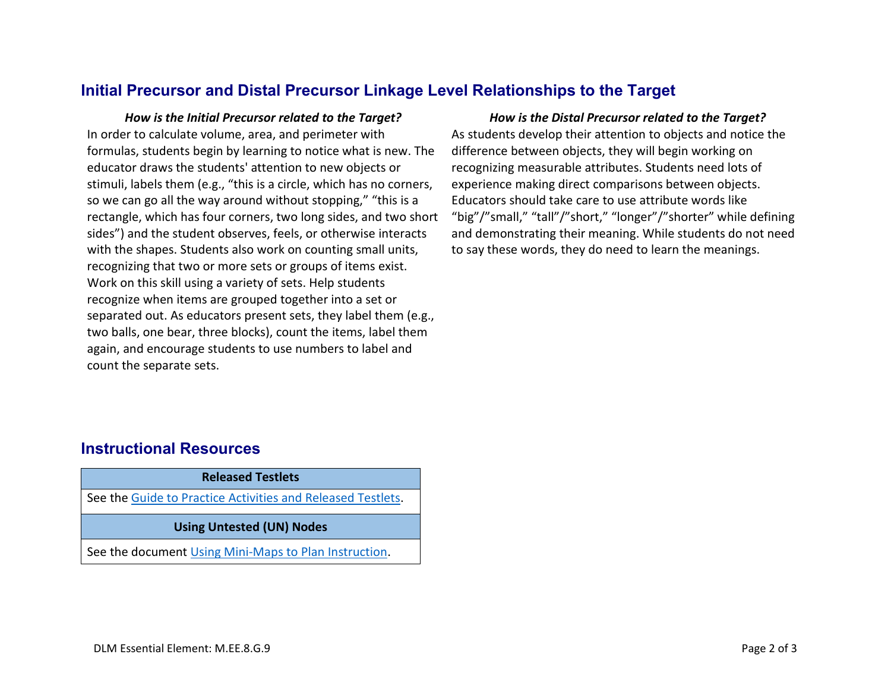## Initial Precursor and Distal Precursor Linkage Level Relationships to the Target

***How is the Initial Precursor related to the Target?***

In order to calculate volume, area, and perimeter with formulas, students begin by learning to notice what is new. The educator draws the students' attention to new objects or stimuli, labels them (e.g., “this is a circle, which has no corners, so we can go all the way around without stopping,” “this is a rectangle, which has four corners, two long sides, and two short sides”) and the student observes, feels, or otherwise interacts with the shapes. Students also work on counting small units, recognizing that two or more sets or groups of items exist. Work on this skill using a variety of sets. Help students recognize when items are grouped together into a set or separated out. As educators present sets, they label them (e.g., two balls, one bear, three blocks), count the items, label them again, and encourage students to use numbers to label and count the separate sets.

***How is the Distal Precursor related to the Target?***

As students develop their attention to objects and notice the difference between objects, they will begin working on recognizing measurable attributes. Students need lots of experience making direct comparisons between objects. Educators should take care to use attribute words like “big”/”small,” “tall”/”short,” “longer”/”shorter” while defining and demonstrating their meaning. While students do not need to say these words, they do need to learn the meanings.

## Instructional Resources

| Released Testlets |
| --- |
| See the Guide to Practice Activities and Released Testlets. |
| **Using Untested (UN) Nodes** |
| See the document Using Mini-Maps to Plan Instruction. |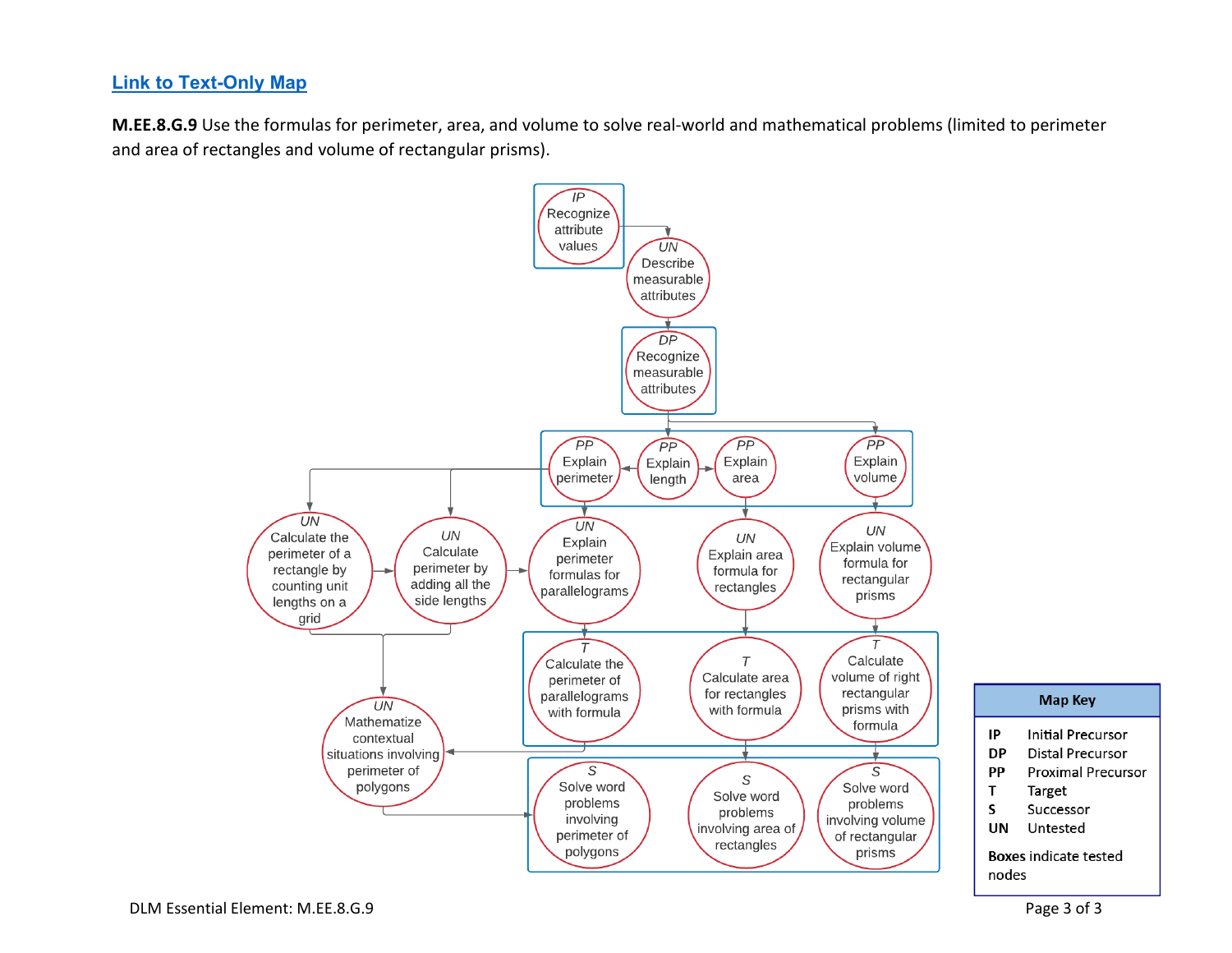[Link to Text-Only Map](#)

**M.EE.8.G.9** Use the formulas for perimeter, area, and volume to solve real-world and mathematical problems (limited to perimeter and area of rectangles and volume of rectangular prisms).

IP
Recognize attribute values

UN
Describe measurable attributes

DP
Recognize measurable attributes

PP
Explain perimeter

PP
Explain length

PP
Explain area

PP
Explain volume

UN
Calculate the perimeter of a rectangle by counting unit lengths on a grid

UN
Calculate perimeter by adding all the side lengths

UN
Explain perimeter formulas for parallelograms

UN
Explain area formula for rectangles

UN
Explain volume formula for rectangular prisms

T
Calculate the perimeter of parallelograms with formula

T
Calculate area for rectangles with formula

T
Calculate volume of right rectangular prisms with formula

UN
Mathematize contextual situations involving perimeter of polygons

S
Solve word problems involving perimeter of polygons

S
Solve word problems involving area of rectangles

S
Solve word problems involving volume of rectangular prisms

**Map Key**

| | |
|---|---|
| **IP** | Initial Precursor |
| **DP** | Distal Precursor |
| **PP** | Proximal Precursor |
| **T** | Target |
| **S** | Successor |
| **UN** | Untested |

**Boxes** indicate tested nodes

DLM Essential Element: M.EE.8.G.9